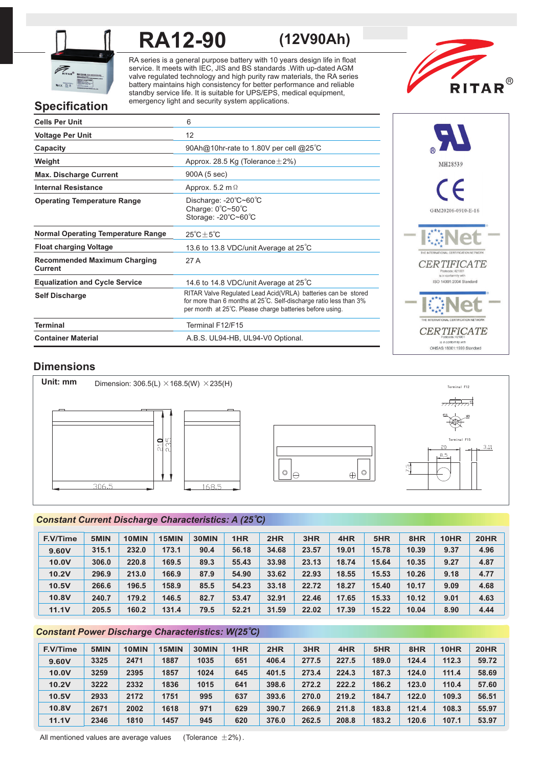# RA12-90 (12V90Ah)

RA series is a general purpose battery with 10 years design life in float service. It meets with IEC, JIS and BS standards .With up-dated AGM valve regulated technology and high purity raw materials, the RA series battery maintains high consistency for better performance and reliable standby service life. It is suitable for UPS/EPS, medical equipment, emergency light and security system applications.

RITAR®

## Specification

| | |
|---|---|
| **Cells Per Unit** | 6 |
| **Voltage Per Unit** | 12 |
| **Capacity** | 90Ah@10hr-rate to 1.80V per cell @25℃ |
| **Weight** | Approx. 28.5 Kg (Tolerance±2%) |
| **Max. Discharge Current** | 900A (5 sec) |
| **Internal Resistance** | Approx. 5.2 mΩ |
| **Operating Temperature Range** | Discharge: -20℃~60℃<br>Charge: 0℃~50℃<br>Storage: -20℃~60℃ |
| **Normal Operating Temperature Range** | 25℃±5℃ |
| **Float charging Voltage** | 13.6 to 13.8 VDC/unit Average at 25℃ |
| **Recommended Maximum Charging Current** | 27 A |
| **Equalization and Cycle Service** | 14.6 to 14.8 VDC/unit Average at 25℃ |
| **Self Discharge** | RITAR Valve Regulated Lead Acid(VRLA) batteries can be stored for more than 6 months at 25℃. Self-discharge ratio less than 3% per month at 25℃. Please charge batteries before using. |
| **Terminal** | Terminal F12/F15 |
| **Container Material** | A.B.S. UL94-HB, UL94-V0 Optional. |

MH28539

G4M20206-0910-E-16

IQNet CERTIFICATE — ISO 14001:2004 Standard

IQNet CERTIFICATE — OHSAS 18001:1999 Standard

## Dimensions

**Unit: mm** Dimension: 306.5(L) ×168.5(W) ×235(H)

306.5 168.5 210 235

Terminal F12 Terminal F15 20 8.5 3.11

## *Constant Current Discharge Characteristics: A (25℃)*

| F.V/Time | 5MIN | 10MIN | 15MIN | 30MIN | 1HR | 2HR | 3HR | 4HR | 5HR | 8HR | 10HR | 20HR |
|---|---|---|---|---|---|---|---|---|---|---|---|---|
| 9.60V | 315.1 | 232.0 | 173.1 | 90.4 | 56.18 | 34.68 | 23.57 | 19.01 | 15.78 | 10.39 | 9.37 | 4.96 |
| 10.0V | 306.0 | 220.8 | 169.5 | 89.3 | 55.43 | 33.98 | 23.13 | 18.74 | 15.64 | 10.35 | 9.27 | 4.87 |
| 10.2V | 296.9 | 213.0 | 166.9 | 87.9 | 54.90 | 33.62 | 22.93 | 18.55 | 15.53 | 10.26 | 9.18 | 4.77 |
| 10.5V | 266.6 | 196.5 | 158.9 | 85.5 | 54.23 | 33.18 | 22.72 | 18.27 | 15.40 | 10.17 | 9.09 | 4.68 |
| 10.8V | 240.7 | 179.2 | 146.5 | 82.7 | 53.47 | 32.91 | 22.46 | 17.65 | 15.33 | 10.12 | 9.01 | 4.63 |
| 11.1V | 205.5 | 160.2 | 131.4 | 79.5 | 52.21 | 31.59 | 22.02 | 17.39 | 15.22 | 10.04 | 8.90 | 4.44 |

## *Constant Power Discharge Characteristics: W(25℃)*

| F.V/Time | 5MIN | 10MIN | 15MIN | 30MIN | 1HR | 2HR | 3HR | 4HR | 5HR | 8HR | 10HR | 20HR |
|---|---|---|---|---|---|---|---|---|---|---|---|---|
| 9.60V | 3325 | 2471 | 1887 | 1035 | 651 | 406.4 | 277.5 | 227.5 | 189.0 | 124.4 | 112.3 | 59.72 |
| 10.0V | 3259 | 2395 | 1857 | 1024 | 645 | 401.5 | 273.4 | 224.3 | 187.3 | 124.0 | 111.4 | 58.69 |
| 10.2V | 3222 | 2332 | 1836 | 1015 | 641 | 398.6 | 272.2 | 222.2 | 186.2 | 123.0 | 110.4 | 57.60 |
| 10.5V | 2933 | 2172 | 1751 | 995 | 637 | 393.6 | 270.0 | 219.2 | 184.7 | 122.0 | 109.3 | 56.51 |
| 10.8V | 2671 | 2002 | 1618 | 971 | 629 | 390.7 | 266.9 | 211.8 | 183.8 | 121.4 | 108.3 | 55.97 |
| 11.1V | 2346 | 1810 | 1457 | 945 | 620 | 376.0 | 262.5 | 208.8 | 183.2 | 120.6 | 107.1 | 53.97 |

All mentioned values are average values (Tolerance ±2%).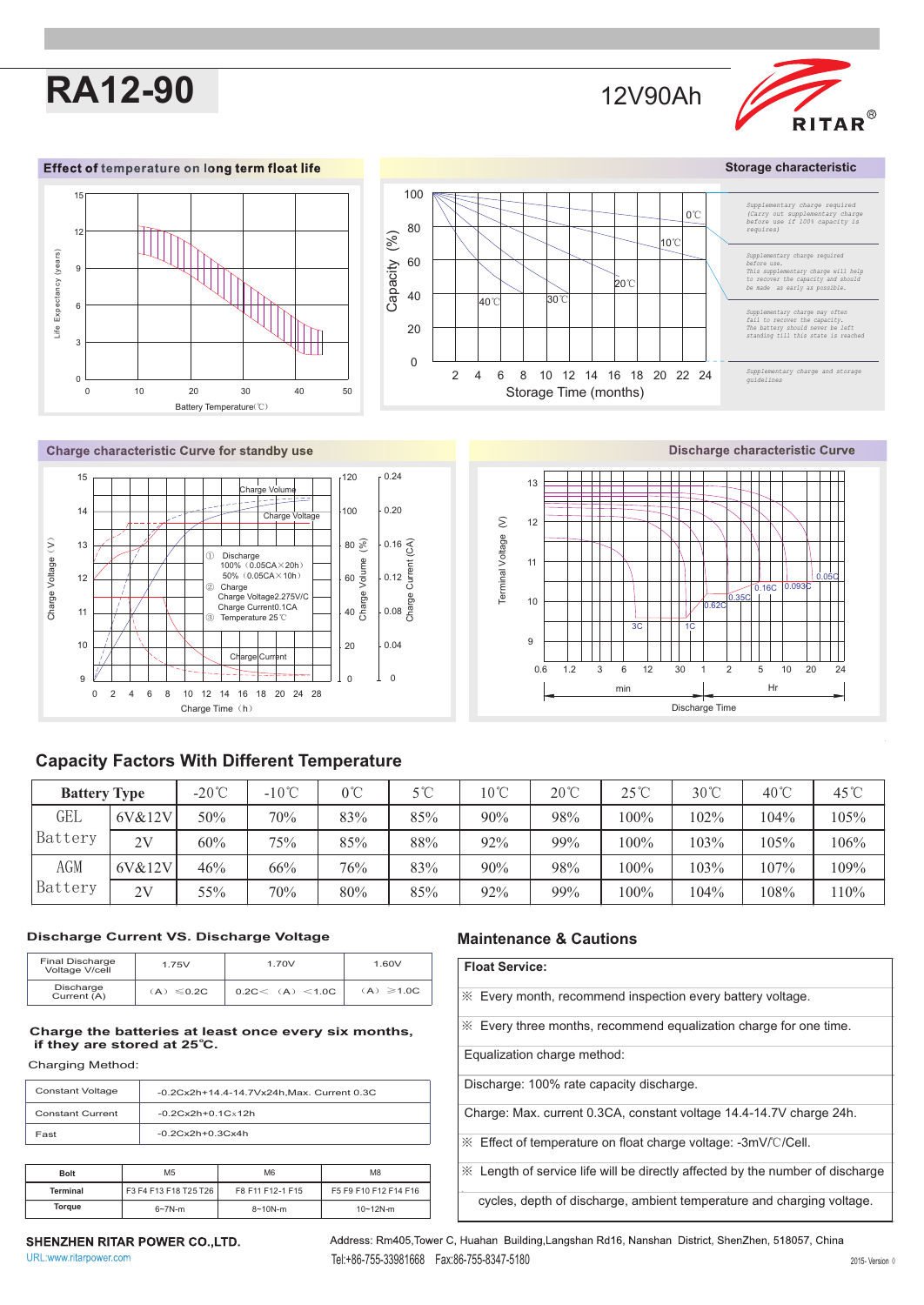# RA12-90

12V90Ah

RITAR®

## Effect of temperature on long term float life

Life Expectancy (years)

15
12
9
6
3
0

0 10 20 30 40 50

Battery Temperature(℃)

## Storage characteristic

Capacity (%)

100
80
60
40
20
0

2 4 6 8 10 12 14 16 18 20 22 24

Storage Time (months)

0℃
10℃
20℃
30℃
40℃

Supplementary charge required (Carry out supplementary charge before use if 100% capacity is required)

Supplementary charge required before use. This supplementary charge will help to recover the capacity and should be made as early as possible.

Supplementary charge may often fail to recover the capacity. The battery should never be left standing till this state is reached

Supplementary charge and storage guidelines

## Charge characteristic Curve for standby use

Charge Voltage (V)

15
14
13
12
11
10
9

0 2 4 6 8 10 12 14 16 18 20 24 28

Charge Time（h）

Charge Volume (%)

120
100
80
60
40
20
0

Charge Current (CA)

0.24
0.20
0.16
0.12
0.08
0.04
0

Charge Volume

Charge Voltage

Charge Current

① Discharge
100%（0.05CA×20h）
50%（0.05CA×10h）
② Charge
Charge Voltage2.275V/C
Charge Current0.1CA
③ Temperature 25℃

## Discharge characteristic Curve

Terminal Voltage (V)

13
12
11
10
9

0.6 1.2 3 6 12 30 1 2 5 10 20 24

min

Hr

Discharge Time

3C
1C
0.62C
0.35C
0.16C
0.093C
0.05C

## Capacity Factors With Different Temperature

| Battery Type | | -20℃ | -10℃ | 0℃ | 5℃ | 10℃ | 20℃ | 25℃ | 30℃ | 40℃ | 45℃ |
|---|---|---|---|---|---|---|---|---|---|---|---|
| GEL Battery | 6V&12V | 50% | 70% | 83% | 85% | 90% | 98% | 100% | 102% | 104% | 105% |
| | 2V | 60% | 75% | 85% | 88% | 92% | 99% | 100% | 103% | 105% | 106% |
| AGM Battery | 6V&12V | 46% | 66% | 76% | 83% | 90% | 98% | 100% | 103% | 107% | 109% |
| | 2V | 55% | 70% | 80% | 85% | 92% | 99% | 100% | 104% | 108% | 110% |

### Discharge Current VS. Discharge Voltage

| Final Discharge Voltage V/cell | 1.75V | 1.70V | 1.60V |
|---|---|---|---|
| Discharge Current (A) | （A）≤0.2C | 0.2C<（A）<1.0C | （A）≥1.0C |

**Charge the batteries at least once every six months, if they are stored at 25℃.**

Charging Method:

| | |
|---|---|
| Constant Voltage | -0.2Cx2h+14.4-14.7Vx24h,Max. Current 0.3C |
| Constant Current | -0.2Cx2h+0.1Cx12h |
| Fast | -0.2Cx2h+0.3Cx4h |

| Bolt | M5 | M6 | M8 |
|---|---|---|---|
| Terminal | F3 F4 F13 F18 T25 T26 | F8 F11 F12-1 F15 | F5 F9 F10 F12 F14 F16 |
| Torque | 6~7N-m | 8~10N-m | 10~12N-m |

### Maintenance & Cautions

**Float Service:**

※ Every month, recommend inspection every battery voltage.

※ Every three months, recommend equalization charge for one time.

Equalization charge method:

Discharge: 100% rate capacity discharge.

Charge: Max. current 0.3CA, constant voltage 14.4-14.7V charge 24h.

※ Effect of temperature on float charge voltage: -3mV/℃/Cell.

※ Length of service life will be directly affected by the number of discharge cycles, depth of discharge, ambient temperature and charging voltage.

**SHENZHEN RITAR POWER CO.,LTD.**

URL:www.ritarpower.com

Address: Rm405,Tower C, Huahan Building,Langshan Rd16, Nanshan District, ShenZhen, 518057, China

Tel:+86-755-33981668 Fax:86-755-8347-5180

2015- Version 0